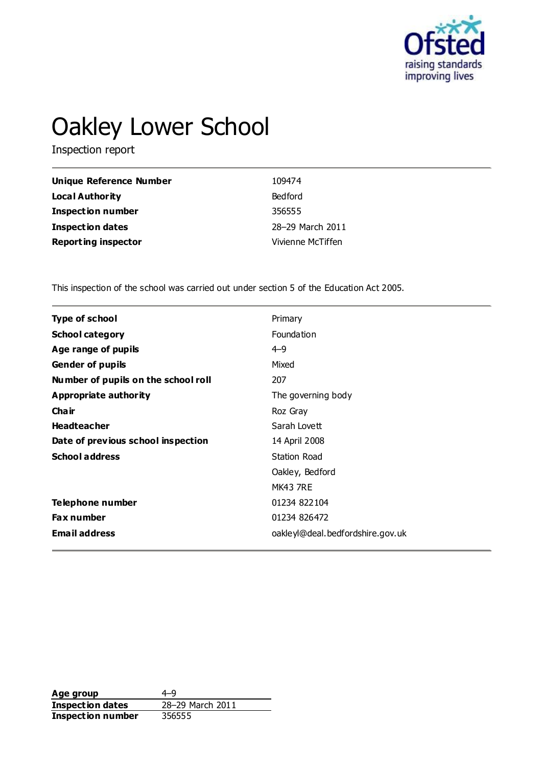# Oakley Lower School

Inspection report

| | |
|---|---|
| **Unique Reference Number** | 109474 |
| **Local Authority** | Bedford |
| **Inspection number** | 356555 |
| **Inspection dates** | 28–29 March 2011 |
| **Reporting inspector** | Vivienne McTiffen |

This inspection of the school was carried out under section 5 of the Education Act 2005.

| | |
|---|---|
| **Type of school** | Primary |
| **School category** | Foundation |
| **Age range of pupils** | 4–9 |
| **Gender of pupils** | Mixed |
| **Number of pupils on the school roll** | 207 |
| **Appropriate authority** | The governing body |
| **Chair** | Roz Gray |
| **Headteacher** | Sarah Lovett |
| **Date of previous school inspection** | 14 April 2008 |
| **School address** | Station Road<br>Oakley, Bedford<br>MK43 7RE |
| **Telephone number** | 01234 822104 |
| **Fax number** | 01234 826472 |
| **Email address** | oakleyl@deal.bedfordshire.gov.uk |

| | |
|---|---|
| **Age group** | 4–9 |
| **Inspection dates** | 28–29 March 2011 |
| **Inspection number** | 356555 |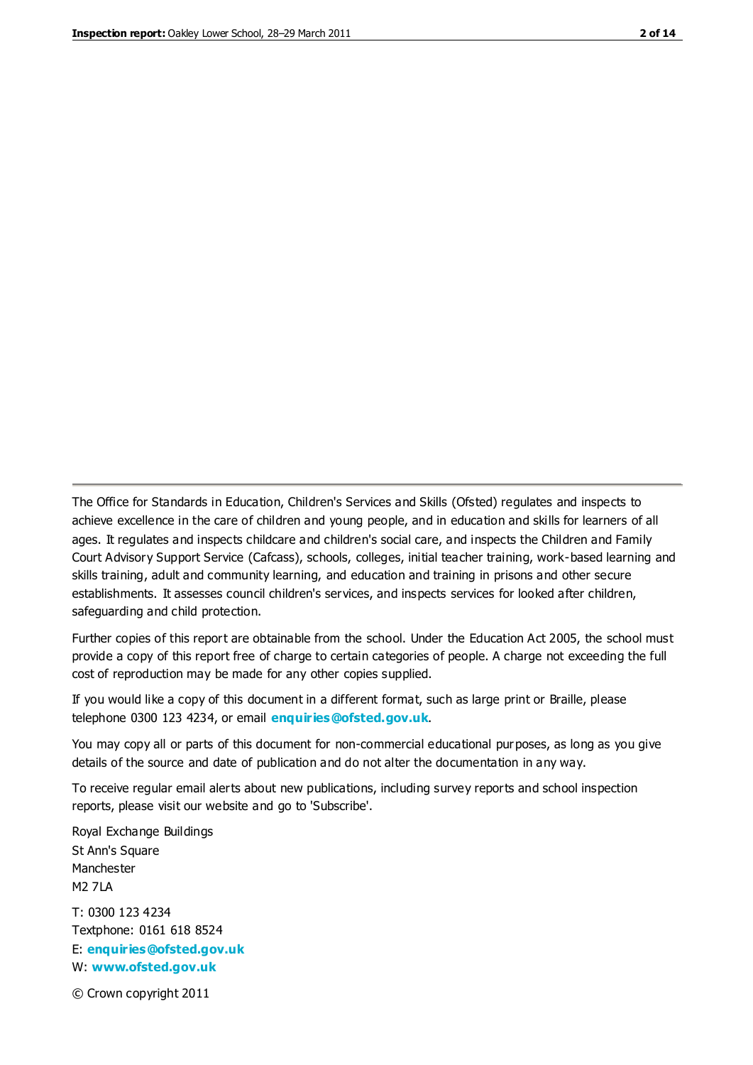The Office for Standards in Education, Children's Services and Skills (Ofsted) regulates and inspects to achieve excellence in the care of children and young people, and in education and skills for learners of all ages. It regulates and inspects childcare and children's social care, and inspects the Children and Family Court Advisory Support Service (Cafcass), schools, colleges, initial teacher training, work-based learning and skills training, adult and community learning, and education and training in prisons and other secure establishments. It assesses council children's services, and inspects services for looked after children, safeguarding and child protection.

Further copies of this report are obtainable from the school. Under the Education Act 2005, the school must provide a copy of this report free of charge to certain categories of people. A charge not exceeding the full cost of reproduction may be made for any other copies supplied.

If you would like a copy of this document in a different format, such as large print or Braille, please telephone 0300 123 4234, or email **enquiries@ofsted.gov.uk**.

You may copy all or parts of this document for non-commercial educational purposes, as long as you give details of the source and date of publication and do not alter the documentation in any way.

To receive regular email alerts about new publications, including survey reports and school inspection reports, please visit our website and go to 'Subscribe'.

Royal Exchange Buildings
St Ann's Square
Manchester
M2 7LA

T: 0300 123 4234
Textphone: 0161 618 8524
E: **enquiries@ofsted.gov.uk**
W: **www.ofsted.gov.uk**

© Crown copyright 2011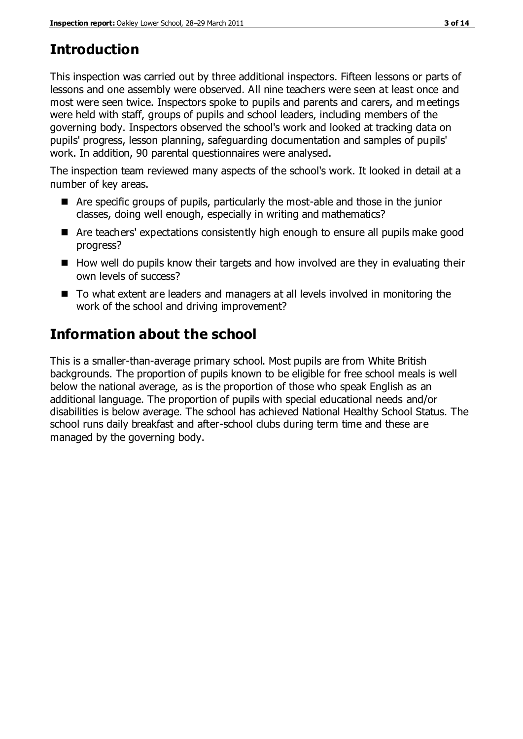# Introduction

This inspection was carried out by three additional inspectors. Fifteen lessons or parts of lessons and one assembly were observed. All nine teachers were seen at least once and most were seen twice. Inspectors spoke to pupils and parents and carers, and meetings were held with staff, groups of pupils and school leaders, including members of the governing body. Inspectors observed the school's work and looked at tracking data on pupils' progress, lesson planning, safeguarding documentation and samples of pupils' work. In addition, 90 parental questionnaires were analysed.

The inspection team reviewed many aspects of the school's work. It looked in detail at a number of key areas.

- Are specific groups of pupils, particularly the most-able and those in the junior classes, doing well enough, especially in writing and mathematics?
- Are teachers' expectations consistently high enough to ensure all pupils make good progress?
- How well do pupils know their targets and how involved are they in evaluating their own levels of success?
- To what extent are leaders and managers at all levels involved in monitoring the work of the school and driving improvement?

# Information about the school

This is a smaller-than-average primary school. Most pupils are from White British backgrounds. The proportion of pupils known to be eligible for free school meals is well below the national average, as is the proportion of those who speak English as an additional language. The proportion of pupils with special educational needs and/or disabilities is below average. The school has achieved National Healthy School Status. The school runs daily breakfast and after-school clubs during term time and these are managed by the governing body.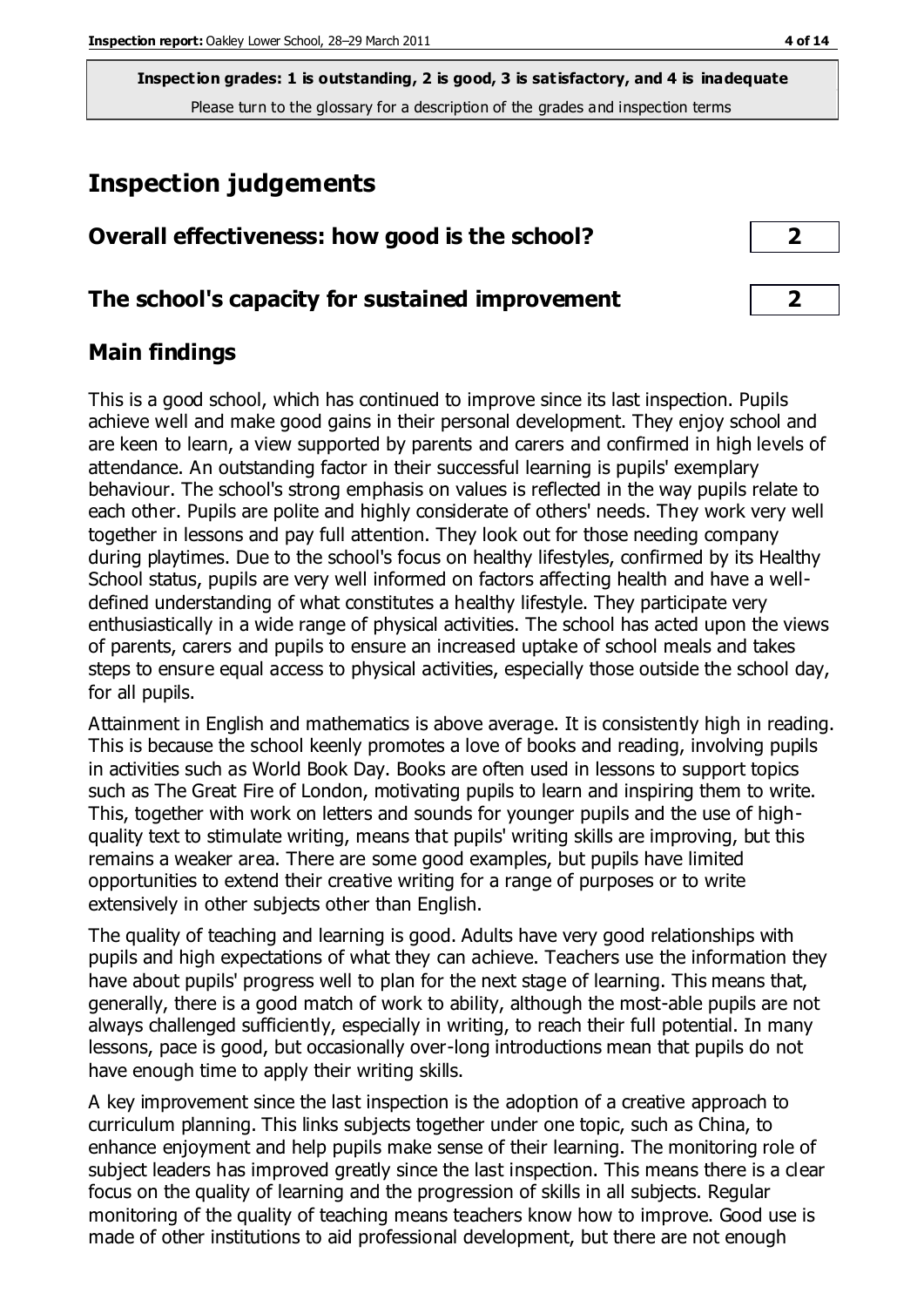**Inspection grades: 1 is outstanding, 2 is good, 3 is satisfactory, and 4 is inadequate**
Please turn to the glossary for a description of the grades and inspection terms

# Inspection judgements

| Overall effectiveness: how good is the school? | 2 |
|---|---|
| **The school's capacity for sustained improvement** | **2** |

## Main findings

This is a good school, which has continued to improve since its last inspection. Pupils achieve well and make good gains in their personal development. They enjoy school and are keen to learn, a view supported by parents and carers and confirmed in high levels of attendance. An outstanding factor in their successful learning is pupils' exemplary behaviour. The school's strong emphasis on values is reflected in the way pupils relate to each other. Pupils are polite and highly considerate of others' needs. They work very well together in lessons and pay full attention. They look out for those needing company during playtimes. Due to the school's focus on healthy lifestyles, confirmed by its Healthy School status, pupils are very well informed on factors affecting health and have a well-defined understanding of what constitutes a healthy lifestyle. They participate very enthusiastically in a wide range of physical activities. The school has acted upon the views of parents, carers and pupils to ensure an increased uptake of school meals and takes steps to ensure equal access to physical activities, especially those outside the school day, for all pupils.

Attainment in English and mathematics is above average. It is consistently high in reading. This is because the school keenly promotes a love of books and reading, involving pupils in activities such as World Book Day. Books are often used in lessons to support topics such as The Great Fire of London, motivating pupils to learn and inspiring them to write. This, together with work on letters and sounds for younger pupils and the use of high-quality text to stimulate writing, means that pupils' writing skills are improving, but this remains a weaker area. There are some good examples, but pupils have limited opportunities to extend their creative writing for a range of purposes or to write extensively in other subjects other than English.

The quality of teaching and learning is good. Adults have very good relationships with pupils and high expectations of what they can achieve. Teachers use the information they have about pupils' progress well to plan for the next stage of learning. This means that, generally, there is a good match of work to ability, although the most-able pupils are not always challenged sufficiently, especially in writing, to reach their full potential. In many lessons, pace is good, but occasionally over-long introductions mean that pupils do not have enough time to apply their writing skills.

A key improvement since the last inspection is the adoption of a creative approach to curriculum planning. This links subjects together under one topic, such as China, to enhance enjoyment and help pupils make sense of their learning. The monitoring role of subject leaders has improved greatly since the last inspection. This means there is a clear focus on the quality of learning and the progression of skills in all subjects. Regular monitoring of the quality of teaching means teachers know how to improve. Good use is made of other institutions to aid professional development, but there are not enough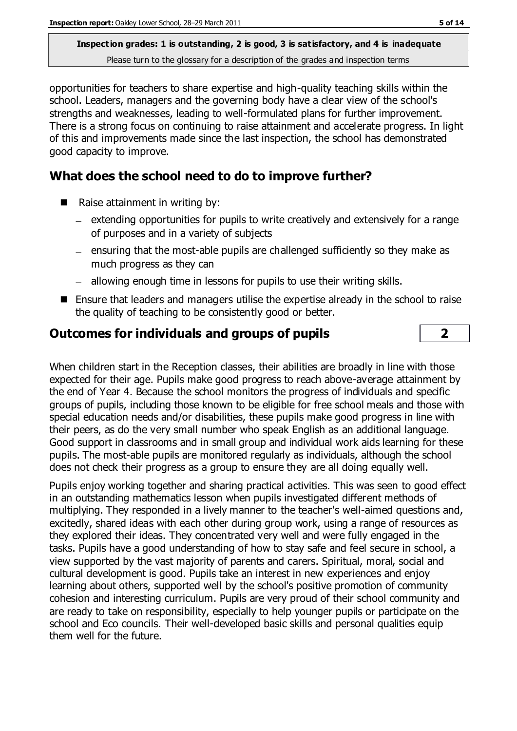opportunities for teachers to share expertise and high-quality teaching skills within the school. Leaders, managers and the governing body have a clear view of the school's strengths and weaknesses, leading to well-formulated plans for further improvement. There is a strong focus on continuing to raise attainment and accelerate progress. In light of this and improvements made since the last inspection, the school has demonstrated good capacity to improve.

## What does the school need to do to improve further?

- Raise attainment in writing by:
  - extending opportunities for pupils to write creatively and extensively for a range of purposes and in a variety of subjects
  - ensuring that the most-able pupils are challenged sufficiently so they make as much progress as they can
  - allowing enough time in lessons for pupils to use their writing skills.
- Ensure that leaders and managers utilise the expertise already in the school to raise the quality of teaching to be consistently good or better.

## Outcomes for individuals and groups of pupils — 2

When children start in the Reception classes, their abilities are broadly in line with those expected for their age. Pupils make good progress to reach above-average attainment by the end of Year 4. Because the school monitors the progress of individuals and specific groups of pupils, including those known to be eligible for free school meals and those with special education needs and/or disabilities, these pupils make good progress in line with their peers, as do the very small number who speak English as an additional language. Good support in classrooms and in small group and individual work aids learning for these pupils. The most-able pupils are monitored regularly as individuals, although the school does not check their progress as a group to ensure they are all doing equally well.

Pupils enjoy working together and sharing practical activities. This was seen to good effect in an outstanding mathematics lesson when pupils investigated different methods of multiplying. They responded in a lively manner to the teacher's well-aimed questions and, excitedly, shared ideas with each other during group work, using a range of resources as they explored their ideas. They concentrated very well and were fully engaged in the tasks. Pupils have a good understanding of how to stay safe and feel secure in school, a view supported by the vast majority of parents and carers. Spiritual, moral, social and cultural development is good. Pupils take an interest in new experiences and enjoy learning about others, supported well by the school's positive promotion of community cohesion and interesting curriculum. Pupils are very proud of their school community and are ready to take on responsibility, especially to help younger pupils or participate on the school and Eco councils. Their well-developed basic skills and personal qualities equip them well for the future.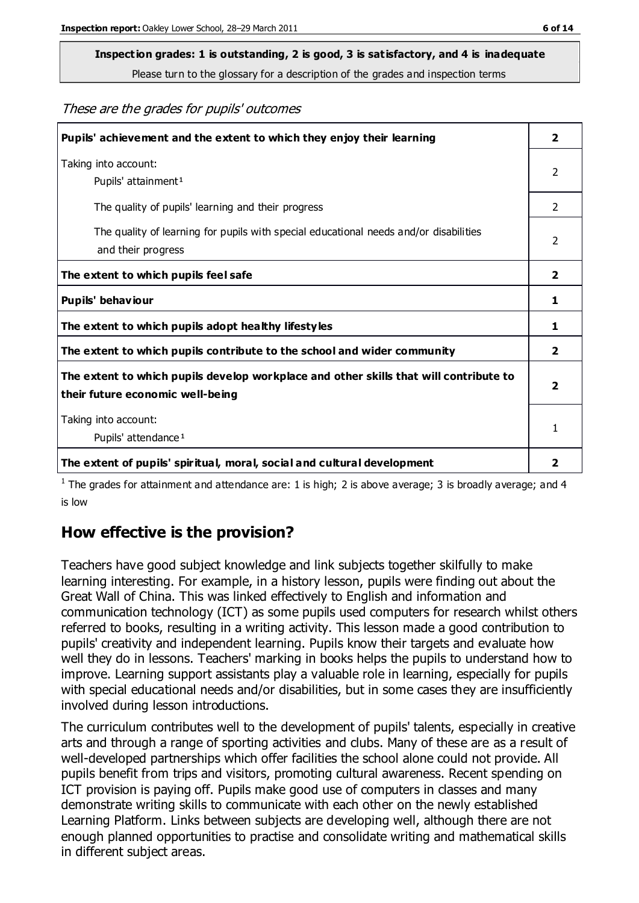**Inspection grades: 1 is outstanding, 2 is good, 3 is satisfactory, and 4 is inadequate**

Please turn to the glossary for a description of the grades and inspection terms

*These are the grades for pupils' outcomes*

| | |
|---|---|
| **Pupils' achievement and the extent to which they enjoy their learning** | **2** |
| Taking into account: Pupils' attainment [1] | 2 |
| The quality of pupils' learning and their progress | 2 |
| The quality of learning for pupils with special educational needs and/or disabilities and their progress | 2 |
| **The extent to which pupils feel safe** | **2** |
| **Pupils' behaviour** | **1** |
| **The extent to which pupils adopt healthy lifestyles** | **1** |
| **The extent to which pupils contribute to the school and wider community** | **2** |
| **The extent to which pupils develop workplace and other skills that will contribute to their future economic well-being** | **2** |
| Taking into account: Pupils' attendance [1] | 1 |
| **The extent of pupils' spiritual, moral, social and cultural development** | **2** |

[1] The grades for attainment and attendance are: 1 is high; 2 is above average; 3 is broadly average; and 4 is low

## How effective is the provision?

Teachers have good subject knowledge and link subjects together skilfully to make learning interesting. For example, in a history lesson, pupils were finding out about the Great Wall of China. This was linked effectively to English and information and communication technology (ICT) as some pupils used computers for research whilst others referred to books, resulting in a writing activity. This lesson made a good contribution to pupils' creativity and independent learning. Pupils know their targets and evaluate how well they do in lessons. Teachers' marking in books helps the pupils to understand how to improve. Learning support assistants play a valuable role in learning, especially for pupils with special educational needs and/or disabilities, but in some cases they are insufficiently involved during lesson introductions.

The curriculum contributes well to the development of pupils' talents, especially in creative arts and through a range of sporting activities and clubs. Many of these are as a result of well-developed partnerships which offer facilities the school alone could not provide. All pupils benefit from trips and visitors, promoting cultural awareness. Recent spending on ICT provision is paying off. Pupils make good use of computers in classes and many demonstrate writing skills to communicate with each other on the newly established Learning Platform. Links between subjects are developing well, although there are not enough planned opportunities to practise and consolidate writing and mathematical skills in different subject areas.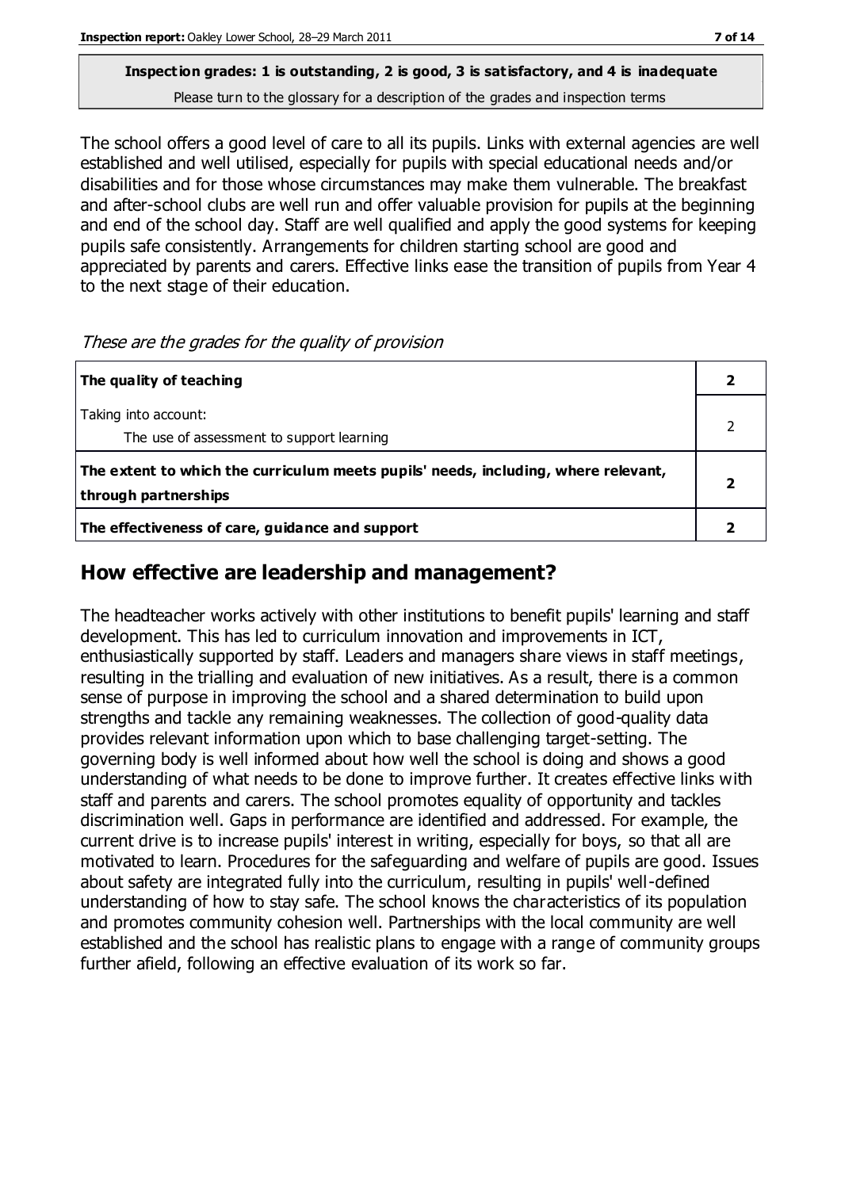**Inspection grades: 1 is outstanding, 2 is good, 3 is satisfactory, and 4 is inadequate**
Please turn to the glossary for a description of the grades and inspection terms

The school offers a good level of care to all its pupils. Links with external agencies are well established and well utilised, especially for pupils with special educational needs and/or disabilities and for those whose circumstances may make them vulnerable. The breakfast and after-school clubs are well run and offer valuable provision for pupils at the beginning and end of the school day. Staff are well qualified and apply the good systems for keeping pupils safe consistently. Arrangements for children starting school are good and appreciated by parents and carers. Effective links ease the transition of pupils from Year 4 to the next stage of their education.

*These are the grades for the quality of provision*

| | |
|---|---|
| **The quality of teaching** | **2** |
| Taking into account:<br>The use of assessment to support learning | 2 |
| **The extent to which the curriculum meets pupils' needs, including, where relevant, through partnerships** | **2** |
| **The effectiveness of care, guidance and support** | **2** |

## How effective are leadership and management?

The headteacher works actively with other institutions to benefit pupils' learning and staff development. This has led to curriculum innovation and improvements in ICT, enthusiastically supported by staff. Leaders and managers share views in staff meetings, resulting in the trialling and evaluation of new initiatives. As a result, there is a common sense of purpose in improving the school and a shared determination to build upon strengths and tackle any remaining weaknesses. The collection of good-quality data provides relevant information upon which to base challenging target-setting. The governing body is well informed about how well the school is doing and shows a good understanding of what needs to be done to improve further. It creates effective links with staff and parents and carers. The school promotes equality of opportunity and tackles discrimination well. Gaps in performance are identified and addressed. For example, the current drive is to increase pupils' interest in writing, especially for boys, so that all are motivated to learn. Procedures for the safeguarding and welfare of pupils are good. Issues about safety are integrated fully into the curriculum, resulting in pupils' well-defined understanding of how to stay safe. The school knows the characteristics of its population and promotes community cohesion well. Partnerships with the local community are well established and the school has realistic plans to engage with a range of community groups further afield, following an effective evaluation of its work so far.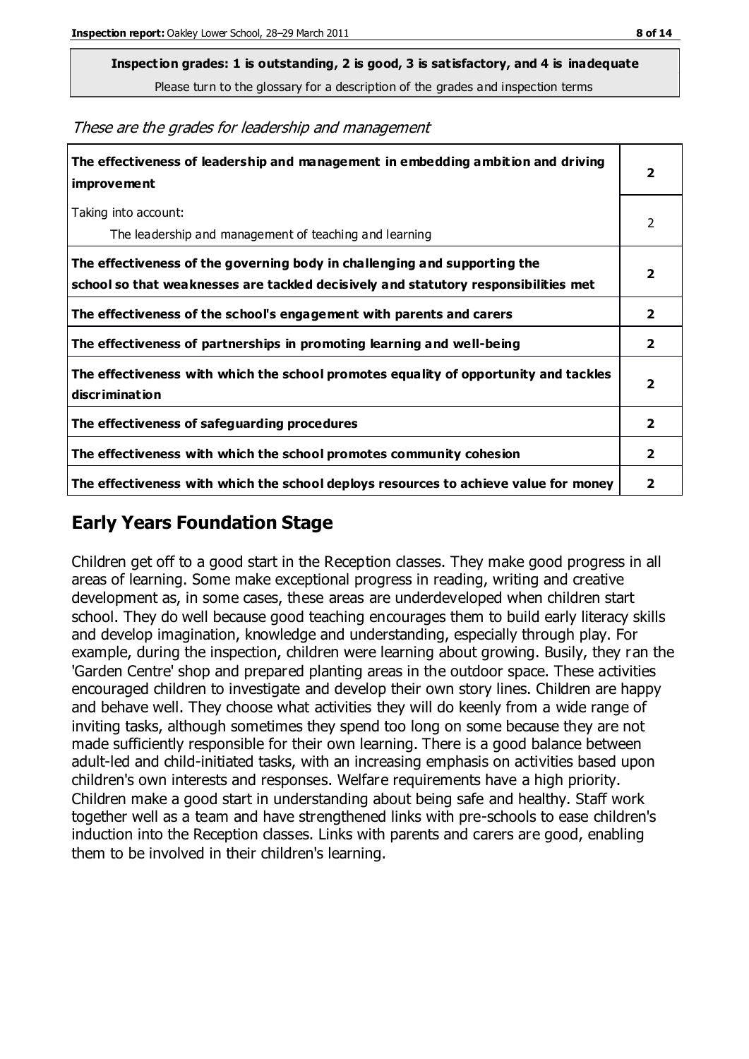**Inspection grades: 1 is outstanding, 2 is good, 3 is satisfactory, and 4 is inadequate**
Please turn to the glossary for a description of the grades and inspection terms

*These are the grades for leadership and management*

| | |
|---|---|
| **The effectiveness of leadership and management in embedding ambition and driving improvement** | **2** |
| Taking into account: The leadership and management of teaching and learning | 2 |
| **The effectiveness of the governing body in challenging and supporting the school so that weaknesses are tackled decisively and statutory responsibilities met** | **2** |
| **The effectiveness of the school's engagement with parents and carers** | **2** |
| **The effectiveness of partnerships in promoting learning and well-being** | **2** |
| **The effectiveness with which the school promotes equality of opportunity and tackles discrimination** | **2** |
| **The effectiveness of safeguarding procedures** | **2** |
| **The effectiveness with which the school promotes community cohesion** | **2** |
| **The effectiveness with which the school deploys resources to achieve value for money** | **2** |

## Early Years Foundation Stage

Children get off to a good start in the Reception classes. They make good progress in all areas of learning. Some make exceptional progress in reading, writing and creative development as, in some cases, these areas are underdeveloped when children start school. They do well because good teaching encourages them to build early literacy skills and develop imagination, knowledge and understanding, especially through play. For example, during the inspection, children were learning about growing. Busily, they ran the 'Garden Centre' shop and prepared planting areas in the outdoor space. These activities encouraged children to investigate and develop their own story lines. Children are happy and behave well. They choose what activities they will do keenly from a wide range of inviting tasks, although sometimes they spend too long on some because they are not made sufficiently responsible for their own learning. There is a good balance between adult-led and child-initiated tasks, with an increasing emphasis on activities based upon children's own interests and responses. Welfare requirements have a high priority. Children make a good start in understanding about being safe and healthy. Staff work together well as a team and have strengthened links with pre-schools to ease children's induction into the Reception classes. Links with parents and carers are good, enabling them to be involved in their children's learning.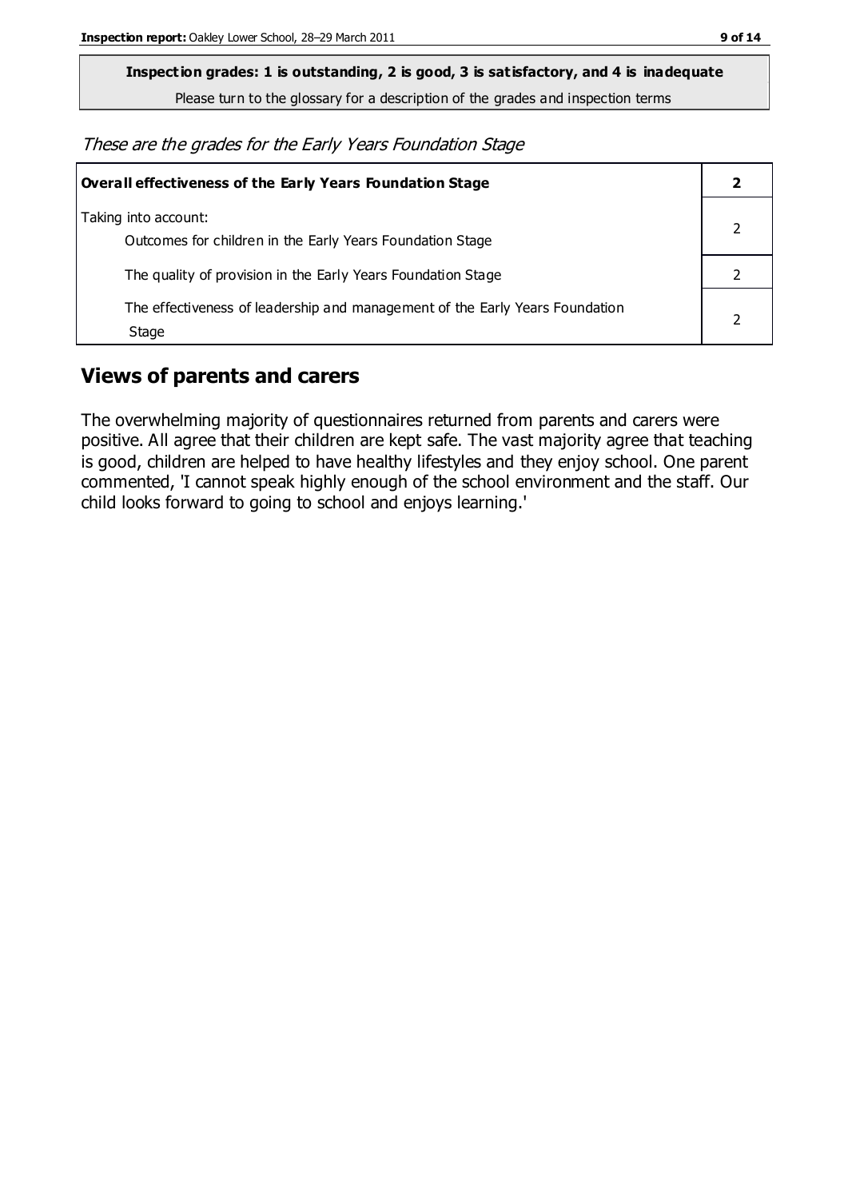**Inspection grades: 1 is outstanding, 2 is good, 3 is satisfactory, and 4 is inadequate**

Please turn to the glossary for a description of the grades and inspection terms

*These are the grades for the Early Years Foundation Stage*

| Overall effectiveness of the Early Years Foundation Stage | 2 |
|---|---|
| Taking into account:<br>Outcomes for children in the Early Years Foundation Stage | 2 |
| The quality of provision in the Early Years Foundation Stage | 2 |
| The effectiveness of leadership and management of the Early Years Foundation Stage | 2 |

## Views of parents and carers

The overwhelming majority of questionnaires returned from parents and carers were positive. All agree that their children are kept safe. The vast majority agree that teaching is good, children are helped to have healthy lifestyles and they enjoy school. One parent commented, 'I cannot speak highly enough of the school environment and the staff. Our child looks forward to going to school and enjoys learning.'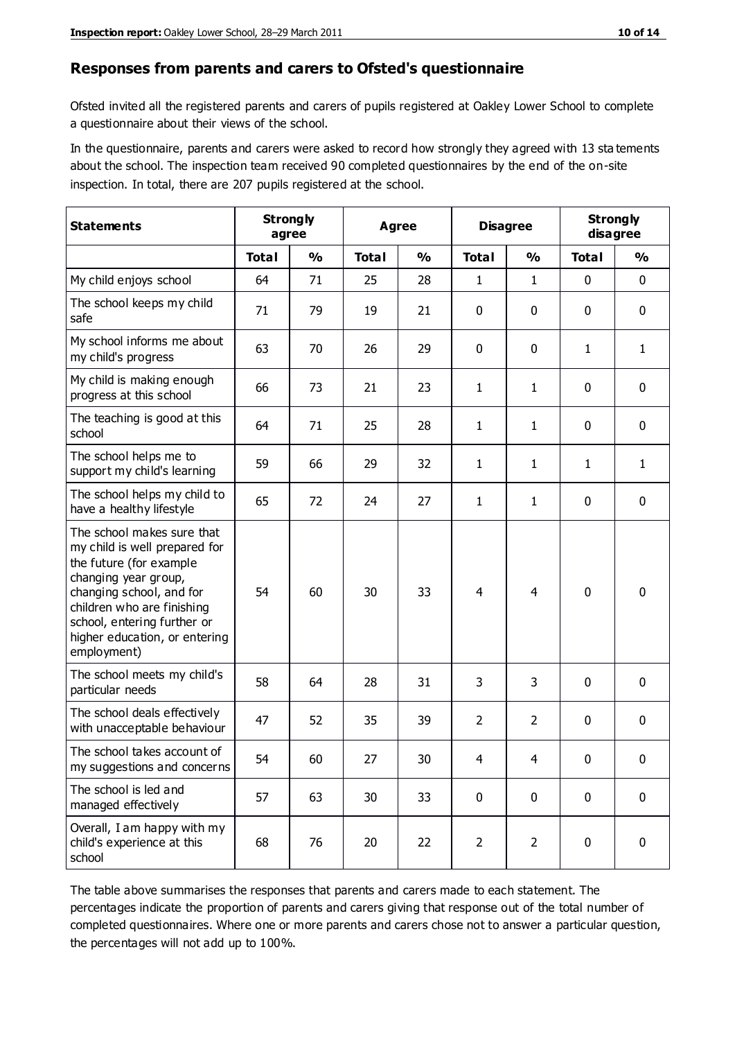## Responses from parents and carers to Ofsted's questionnaire

Ofsted invited all the registered parents and carers of pupils registered at Oakley Lower School to complete a questionnaire about their views of the school.

In the questionnaire, parents and carers were asked to record how strongly they agreed with 13 statements about the school. The inspection team received 90 completed questionnaires by the end of the on-site inspection. In total, there are 207 pupils registered at the school.

| Statements | Strongly agree | | Agree | | Disagree | | Strongly disagree | |
|---|---|---|---|---|---|---|---|---|
| | Total | % | Total | % | Total | % | Total | % |
| My child enjoys school | 64 | 71 | 25 | 28 | 1 | 1 | 0 | 0 |
| The school keeps my child safe | 71 | 79 | 19 | 21 | 0 | 0 | 0 | 0 |
| My school informs me about my child's progress | 63 | 70 | 26 | 29 | 0 | 0 | 1 | 1 |
| My child is making enough progress at this school | 66 | 73 | 21 | 23 | 1 | 1 | 0 | 0 |
| The teaching is good at this school | 64 | 71 | 25 | 28 | 1 | 1 | 0 | 0 |
| The school helps me to support my child's learning | 59 | 66 | 29 | 32 | 1 | 1 | 1 | 1 |
| The school helps my child to have a healthy lifestyle | 65 | 72 | 24 | 27 | 1 | 1 | 0 | 0 |
| The school makes sure that my child is well prepared for the future (for example changing year group, changing school, and for children who are finishing school, entering further or higher education, or entering employment) | 54 | 60 | 30 | 33 | 4 | 4 | 0 | 0 |
| The school meets my child's particular needs | 58 | 64 | 28 | 31 | 3 | 3 | 0 | 0 |
| The school deals effectively with unacceptable behaviour | 47 | 52 | 35 | 39 | 2 | 2 | 0 | 0 |
| The school takes account of my suggestions and concerns | 54 | 60 | 27 | 30 | 4 | 4 | 0 | 0 |
| The school is led and managed effectively | 57 | 63 | 30 | 33 | 0 | 0 | 0 | 0 |
| Overall, I am happy with my child's experience at this school | 68 | 76 | 20 | 22 | 2 | 2 | 0 | 0 |

The table above summarises the responses that parents and carers made to each statement. The percentages indicate the proportion of parents and carers giving that response out of the total number of completed questionnaires. Where one or more parents and carers chose not to answer a particular question, the percentages will not add up to 100%.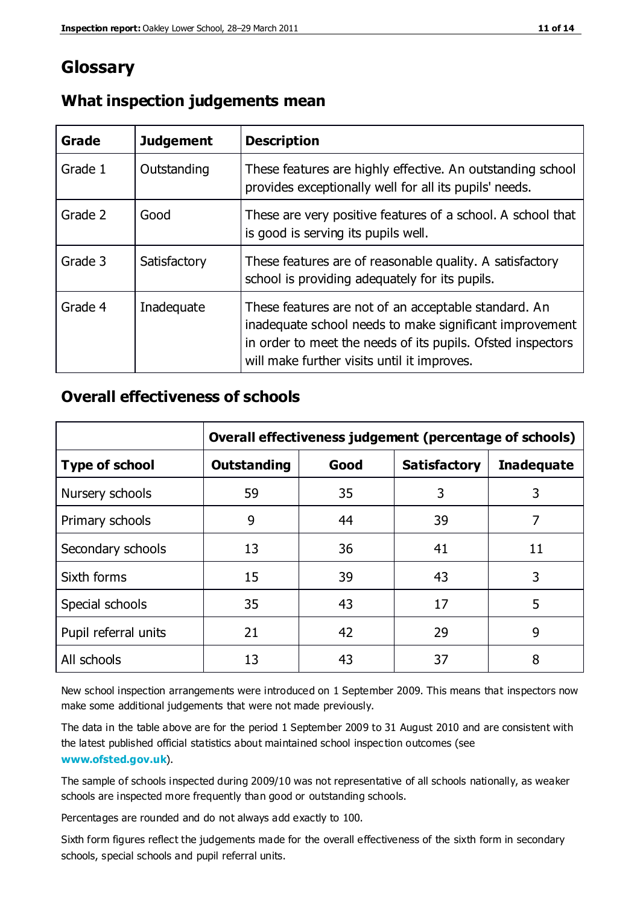# Glossary

## What inspection judgements mean

| Grade | Judgement | Description |
| --- | --- | --- |
| Grade 1 | Outstanding | These features are highly effective. An outstanding school provides exceptionally well for all its pupils' needs. |
| Grade 2 | Good | These are very positive features of a school. A school that is good is serving its pupils well. |
| Grade 3 | Satisfactory | These features are of reasonable quality. A satisfactory school is providing adequately for its pupils. |
| Grade 4 | Inadequate | These features are not of an acceptable standard. An inadequate school needs to make significant improvement in order to meet the needs of its pupils. Ofsted inspectors will make further visits until it improves. |

## Overall effectiveness of schools

| | **Overall effectiveness judgement (percentage of schools)** | | | |
| --- | --- | --- | --- | --- |
| **Type of school** | **Outstanding** | **Good** | **Satisfactory** | **Inadequate** |
| Nursery schools | 59 | 35 | 3 | 3 |
| Primary schools | 9 | 44 | 39 | 7 |
| Secondary schools | 13 | 36 | 41 | 11 |
| Sixth forms | 15 | 39 | 43 | 3 |
| Special schools | 35 | 43 | 17 | 5 |
| Pupil referral units | 21 | 42 | 29 | 9 |
| All schools | 13 | 43 | 37 | 8 |

New school inspection arrangements were introduced on 1 September 2009. This means that inspectors now make some additional judgements that were not made previously.

The data in the table above are for the period 1 September 2009 to 31 August 2010 and are consistent with the latest published official statistics about maintained school inspection outcomes (see **www.ofsted.gov.uk**).

The sample of schools inspected during 2009/10 was not representative of all schools nationally, as weaker schools are inspected more frequently than good or outstanding schools.

Percentages are rounded and do not always add exactly to 100.

Sixth form figures reflect the judgements made for the overall effectiveness of the sixth form in secondary schools, special schools and pupil referral units.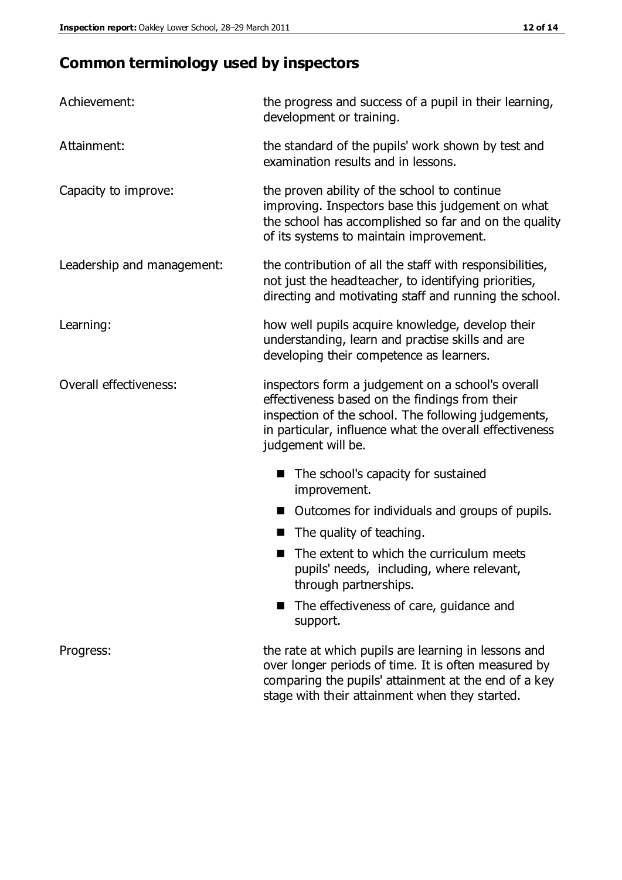## Common terminology used by inspectors

| | |
|---|---|
| Achievement: | the progress and success of a pupil in their learning, development or training. |
| Attainment: | the standard of the pupils' work shown by test and examination results and in lessons. |
| Capacity to improve: | the proven ability of the school to continue improving. Inspectors base this judgement on what the school has accomplished so far and on the quality of its systems to maintain improvement. |
| Leadership and management: | the contribution of all the staff with responsibilities, not just the headteacher, to identifying priorities, directing and motivating staff and running the school. |
| Learning: | how well pupils acquire knowledge, develop their understanding, learn and practise skills and are developing their competence as learners. |
| Overall effectiveness: | inspectors form a judgement on a school's overall effectiveness based on the findings from their inspection of the school. The following judgements, in particular, influence what the overall effectiveness judgement will be. |

- The school's capacity for sustained improvement.
- Outcomes for individuals and groups of pupils.
- The quality of teaching.
- The extent to which the curriculum meets pupils' needs, including, where relevant, through partnerships.
- The effectiveness of care, guidance and support.

| | |
|---|---|
| Progress: | the rate at which pupils are learning in lessons and over longer periods of time. It is often measured by comparing the pupils' attainment at the end of a key stage with their attainment when they started. |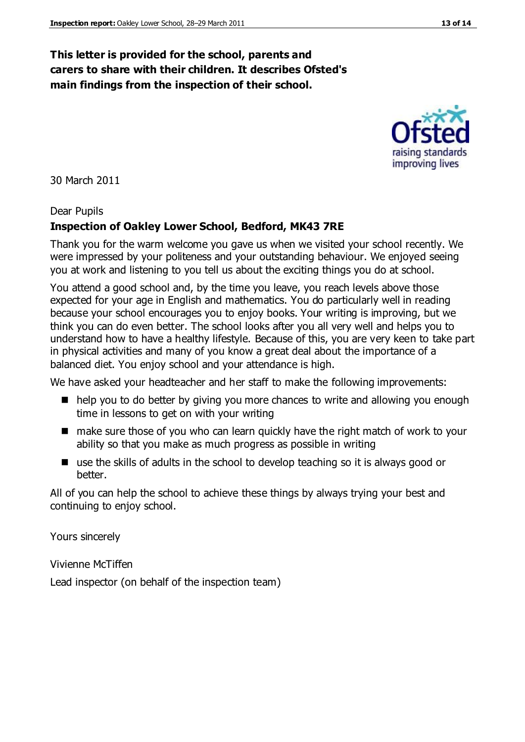**This letter is provided for the school, parents and carers to share with their children. It describes Ofsted's main findings from the inspection of their school.**

30 March 2011

Dear Pupils

**Inspection of Oakley Lower School, Bedford, MK43 7RE**

Thank you for the warm welcome you gave us when we visited your school recently. We were impressed by your politeness and your outstanding behaviour. We enjoyed seeing you at work and listening to you tell us about the exciting things you do at school.

You attend a good school and, by the time you leave, you reach levels above those expected for your age in English and mathematics. You do particularly well in reading because your school encourages you to enjoy books. Your writing is improving, but we think you can do even better. The school looks after you all very well and helps you to understand how to have a healthy lifestyle. Because of this, you are very keen to take part in physical activities and many of you know a great deal about the importance of a balanced diet. You enjoy school and your attendance is high.

We have asked your headteacher and her staff to make the following improvements:

- help you to do better by giving you more chances to write and allowing you enough time in lessons to get on with your writing
- make sure those of you who can learn quickly have the right match of work to your ability so that you make as much progress as possible in writing
- use the skills of adults in the school to develop teaching so it is always good or better.

All of you can help the school to achieve these things by always trying your best and continuing to enjoy school.

Yours sincerely

Vivienne McTiffen

Lead inspector (on behalf of the inspection team)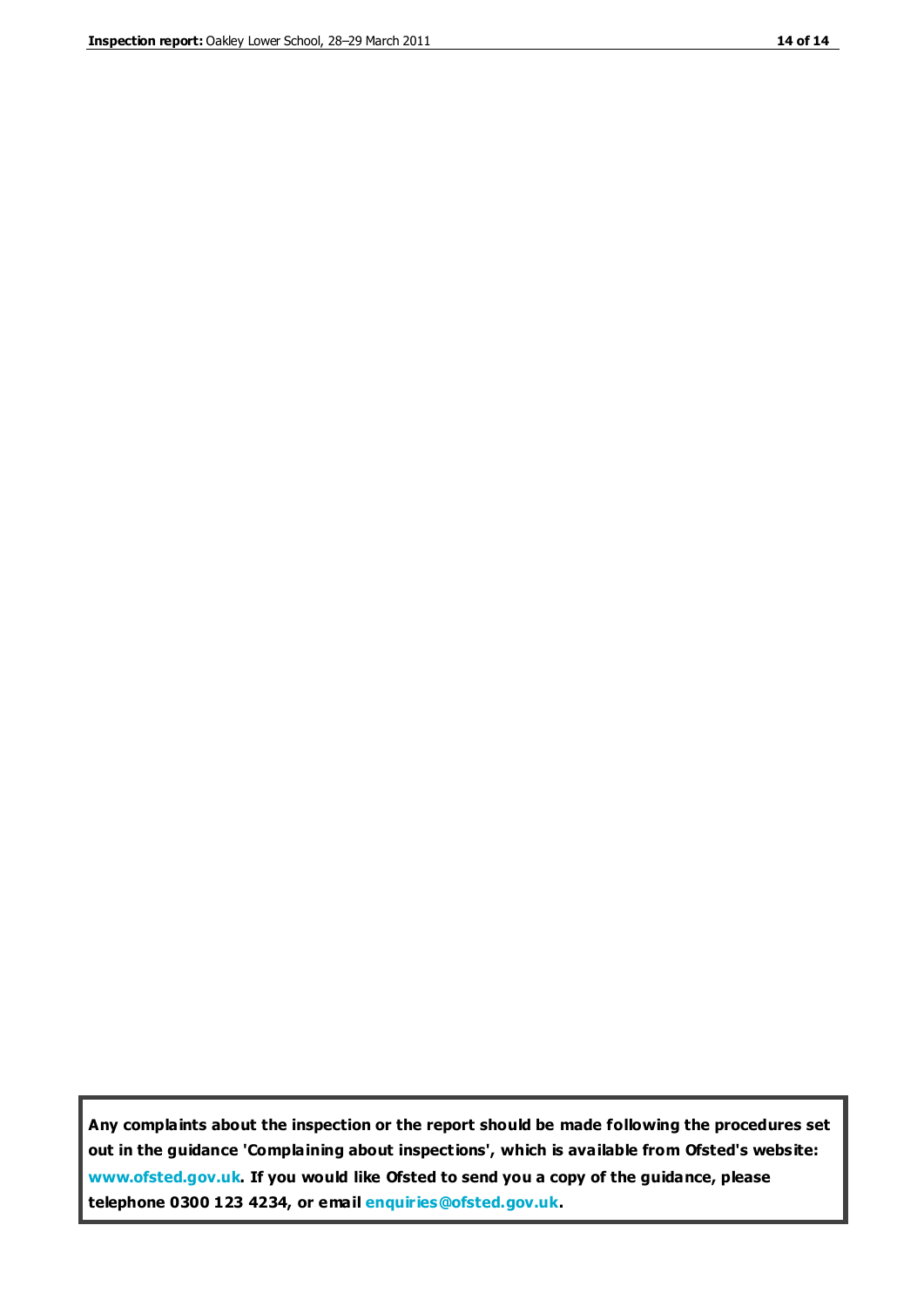**Any complaints about the inspection or the report should be made following the procedures set out in the guidance 'Complaining about inspections', which is available from Ofsted's website: www.ofsted.gov.uk. If you would like Ofsted to send you a copy of the guidance, please telephone 0300 123 4234, or email enquiries@ofsted.gov.uk.**